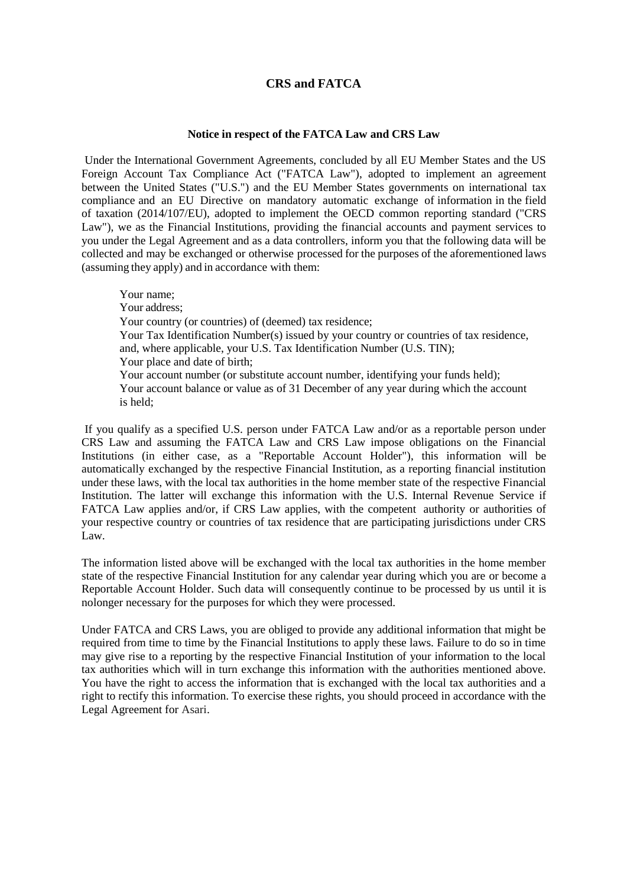# CRS and FATCA

### Notice in respect of the FATCA Law and CRS Law

Under the International Government Agreements, concluded by all EU Member States and the US Foreign Account Tax Compliance Act ("FATCA Law"), adopted to implement an agreement between the United States ("U.S.") and the EU Member States governments on international tax compliance and an EU Directive on mandatory automatic exchange of information in the field of taxation (2014/107/EU), adopted to implement the OECD common reporting standard ("CRS Law"), we as the Financial Institutions, providing the financial accounts and payment services to you under the Legal Agreement and as a data controllers, inform you that the following data will be collected and may be exchanged or otherwise processed for the purposes of the aforementioned laws (assuming they apply) and in accordance with them:

Your name;
Your address;
Your country (or countries) of (deemed) tax residence;
Your Tax Identification Number(s) issued by your country or countries of tax residence, and, where applicable, your U.S. Tax Identification Number (U.S. TIN);
Your place and date of birth;
Your account number (or substitute account number, identifying your funds held);
Your account balance or value as of 31 December of any year during which the account is held;

If you qualify as a specified U.S. person under FATCA Law and/or as a reportable person under CRS Law and assuming the FATCA Law and CRS Law impose obligations on the Financial Institutions (in either case, as a "Reportable Account Holder"), this information will be automatically exchanged by the respective Financial Institution, as a reporting financial institution under these laws, with the local tax authorities in the home member state of the respective Financial Institution. The latter will exchange this information with the U.S. Internal Revenue Service if FATCA Law applies and/or, if CRS Law applies, with the competent authority or authorities of your respective country or countries of tax residence that are participating jurisdictions under CRS Law.

The information listed above will be exchanged with the local tax authorities in the home member state of the respective Financial Institution for any calendar year during which you are or become a Reportable Account Holder. Such data will consequently continue to be processed by us until it is nolonger necessary for the purposes for which they were processed.

Under FATCA and CRS Laws, you are obliged to provide any additional information that might be required from time to time by the Financial Institutions to apply these laws. Failure to do so in time may give rise to a reporting by the respective Financial Institution of your information to the local tax authorities which will in turn exchange this information with the authorities mentioned above. You have the right to access the information that is exchanged with the local tax authorities and a right to rectify this information. To exercise these rights, you should proceed in accordance with the Legal Agreement for Asari.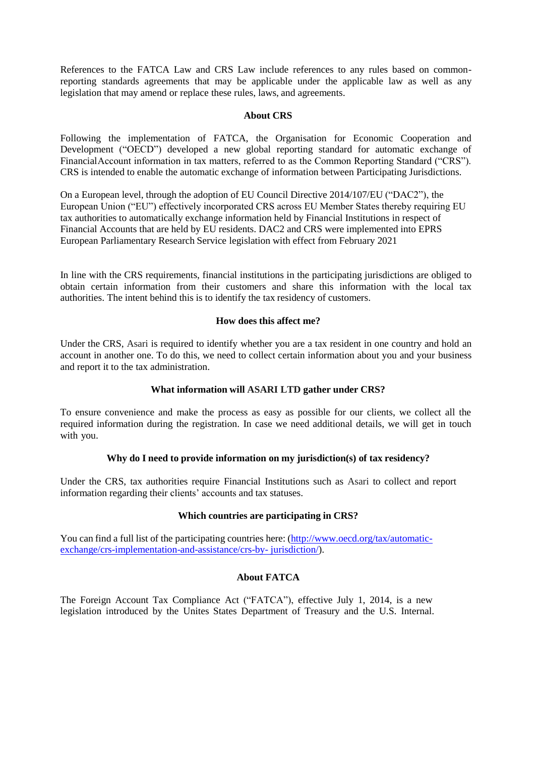References to the FATCA Law and CRS Law include references to any rules based on common-reporting standards agreements that may be applicable under the applicable law as well as any legislation that may amend or replace these rules, laws, and agreements.

**About CRS**

Following the implementation of FATCA, the Organisation for Economic Cooperation and Development ("OECD") developed a new global reporting standard for automatic exchange of FinancialAccount information in tax matters, referred to as the Common Reporting Standard ("CRS"). CRS is intended to enable the automatic exchange of information between Participating Jurisdictions.

On a European level, through the adoption of EU Council Directive 2014/107/EU ("DAC2"), the European Union ("EU") effectively incorporated CRS across EU Member States thereby requiring EU tax authorities to automatically exchange information held by Financial Institutions in respect of Financial Accounts that are held by EU residents. DAC2 and CRS were implemented into EPRS European Parliamentary Research Service legislation with effect from February 2021

In line with the CRS requirements, financial institutions in the participating jurisdictions are obliged to obtain certain information from their customers and share this information with the local tax authorities. The intent behind this is to identify the tax residency of customers.

**How does this affect me?**

Under the CRS, Asari is required to identify whether you are a tax resident in one country and hold an account in another one. To do this, we need to collect certain information about you and your business and report it to the tax administration.

**What information will ASARI LTD gather under CRS?**

To ensure convenience and make the process as easy as possible for our clients, we collect all the required information during the registration. In case we need additional details, we will get in touch with you.

**Why do I need to provide information on my jurisdiction(s) of tax residency?**

Under the CRS, tax authorities require Financial Institutions such as Asari to collect and report information regarding their clients' accounts and tax statuses.

**Which countries are participating in CRS?**

You can find a full list of the participating countries here: (http://www.oecd.org/tax/automatic-exchange/crs-implementation-and-assistance/crs-by- jurisdiction/).

**About FATCA**

The Foreign Account Tax Compliance Act ("FATCA"), effective July 1, 2014, is a new legislation introduced by the Unites States Department of Treasury and the U.S. Internal.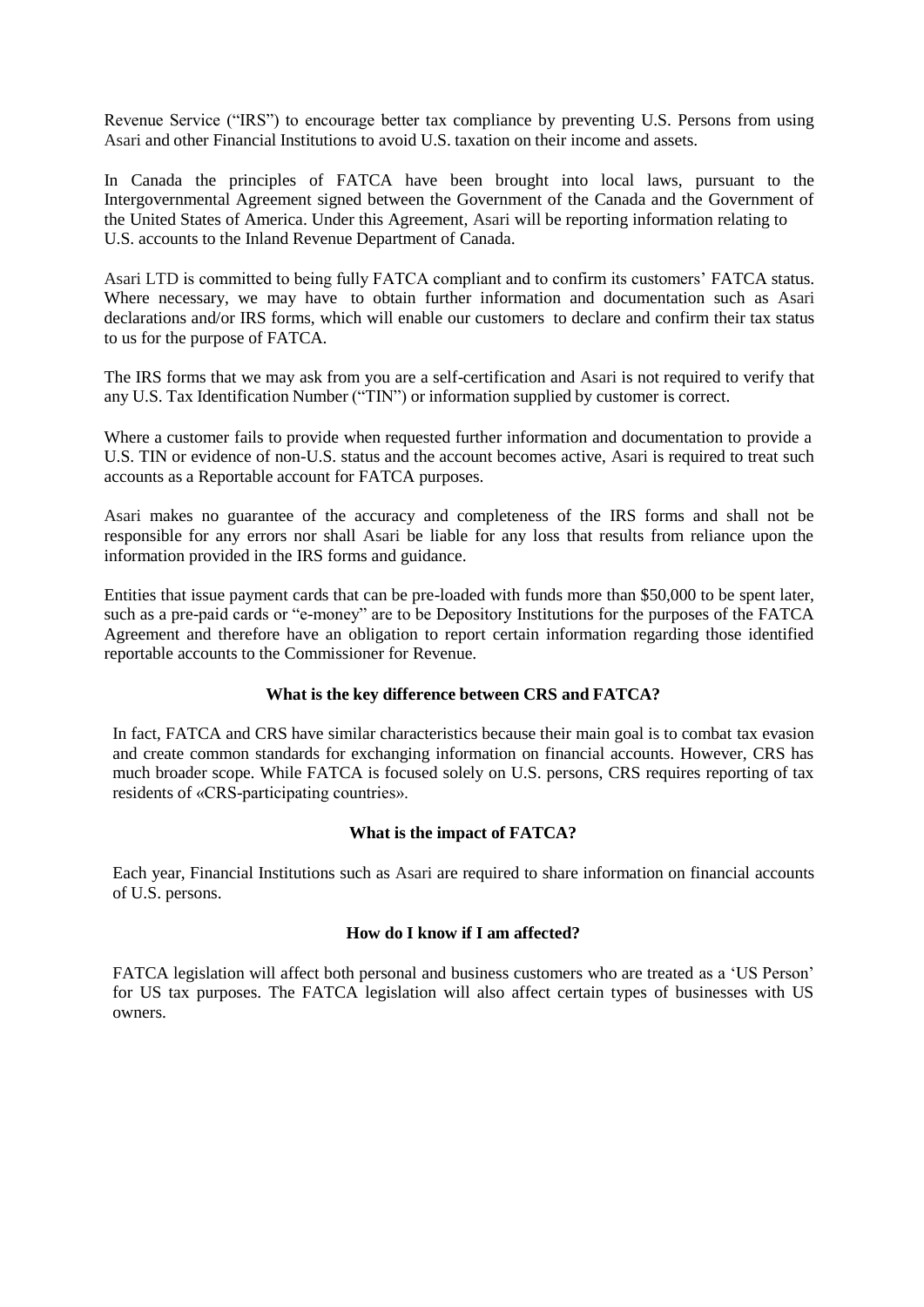Revenue Service ("IRS") to encourage better tax compliance by preventing U.S. Persons from using Asari and other Financial Institutions to avoid U.S. taxation on their income and assets.

In Canada the principles of FATCA have been brought into local laws, pursuant to the Intergovernmental Agreement signed between the Government of the Canada and the Government of the United States of America. Under this Agreement, Asari will be reporting information relating to U.S. accounts to the Inland Revenue Department of Canada.

Asari LTD is committed to being fully FATCA compliant and to confirm its customers' FATCA status. Where necessary, we may have to obtain further information and documentation such as Asari declarations and/or IRS forms, which will enable our customers to declare and confirm their tax status to us for the purpose of FATCA.

The IRS forms that we may ask from you are a self-certification and Asari is not required to verify that any U.S. Tax Identification Number ("TIN") or information supplied by customer is correct.

Where a customer fails to provide when requested further information and documentation to provide a U.S. TIN or evidence of non-U.S. status and the account becomes active, Asari is required to treat such accounts as a Reportable account for FATCA purposes.

Asari makes no guarantee of the accuracy and completeness of the IRS forms and shall not be responsible for any errors nor shall Asari be liable for any loss that results from reliance upon the information provided in the IRS forms and guidance.

Entities that issue payment cards that can be pre-loaded with funds more than $50,000 to be spent later, such as a pre-paid cards or "e-money" are to be Depository Institutions for the purposes of the FATCA Agreement and therefore have an obligation to report certain information regarding those identified reportable accounts to the Commissioner for Revenue.

### What is the key difference between CRS and FATCA?

In fact, FATCA and CRS have similar characteristics because their main goal is to combat tax evasion and create common standards for exchanging information on financial accounts. However, CRS has much broader scope. While FATCA is focused solely on U.S. persons, CRS requires reporting of tax residents of «CRS-participating countries».

### What is the impact of FATCA?

Each year, Financial Institutions such as Asari are required to share information on financial accounts of U.S. persons.

### How do I know if I am affected?

FATCA legislation will affect both personal and business customers who are treated as a 'US Person' for US tax purposes. The FATCA legislation will also affect certain types of businesses with US owners.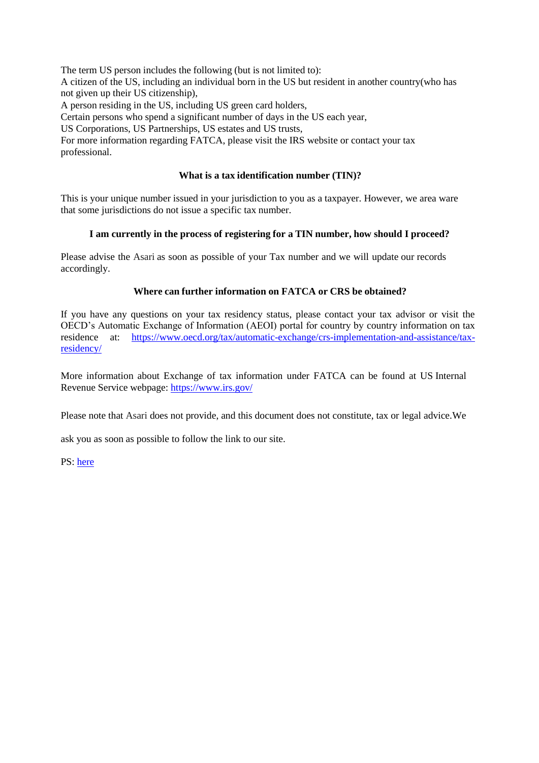The term US person includes the following (but is not limited to):
A citizen of the US, including an individual born in the US but resident in another country(who has not given up their US citizenship),
A person residing in the US, including US green card holders,
Certain persons who spend a significant number of days in the US each year,
US Corporations, US Partnerships, US estates and US trusts,
For more information regarding FATCA, please visit the IRS website or contact your tax professional.

**What is a tax identification number (TIN)?**

This is your unique number issued in your jurisdiction to you as a taxpayer. However, we area ware that some jurisdictions do not issue a specific tax number.

**I am currently in the process of registering for a TIN number, how should I proceed?**

Please advise the Asari as soon as possible of your Tax number and we will update our records accordingly.

**Where can further information on FATCA or CRS be obtained?**

If you have any questions on your tax residency status, please contact your tax advisor or visit the OECD's Automatic Exchange of Information (AEOI) portal for country by country information on tax residence at: https://www.oecd.org/tax/automatic-exchange/crs-implementation-and-assistance/tax-residency/

More information about Exchange of tax information under FATCA can be found at US Internal Revenue Service webpage: https://www.irs.gov/

Please note that Asari does not provide, and this document does not constitute, tax or legal advice.We

ask you as soon as possible to follow the link to our site.

PS: here